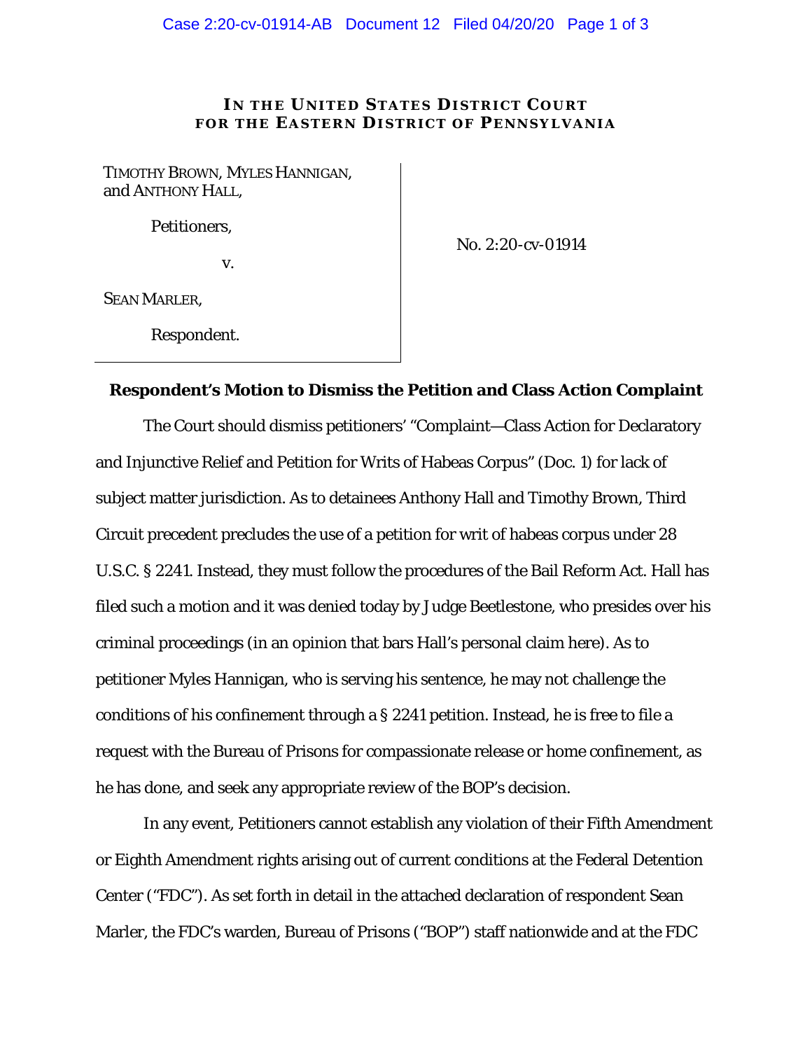# IN THE UNITED STATES DISTRICT COURT FOR THE EASTERN DISTRICT OF PENNSYLVANIA

| | |
|---|---|
| TIMOTHY BROWN, MYLES HANNIGAN, and ANTHONY HALL,<br><br>Petitioners,<br><br>v.<br><br>SEAN MARLER,<br><br>Respondent. | No. 2:20-cv-01914 |

**Respondent's Motion to Dismiss the Petition and Class Action Complaint**

The Court should dismiss petitioners' "Complaint—Class Action for Declaratory and Injunctive Relief and Petition for Writs of Habeas Corpus" (Doc. 1) for lack of subject matter jurisdiction. As to detainees Anthony Hall and Timothy Brown, Third Circuit precedent precludes the use of a petition for writ of habeas corpus under 28 U.S.C. § 2241. Instead, they must follow the procedures of the Bail Reform Act. Hall has filed such a motion and it was denied today by Judge Beetlestone, who presides over his criminal proceedings (in an opinion that bars Hall's personal claim here). As to petitioner Myles Hannigan, who is serving his sentence, he may not challenge the conditions of his confinement through a § 2241 petition. Instead, he is free to file a request with the Bureau of Prisons for compassionate release or home confinement, as he has done, and seek any appropriate review of the BOP's decision.

In any event, Petitioners cannot establish any violation of their Fifth Amendment or Eighth Amendment rights arising out of current conditions at the Federal Detention Center ("FDC"). As set forth in detail in the attached declaration of respondent Sean Marler, the FDC's warden, Bureau of Prisons ("BOP") staff nationwide and at the FDC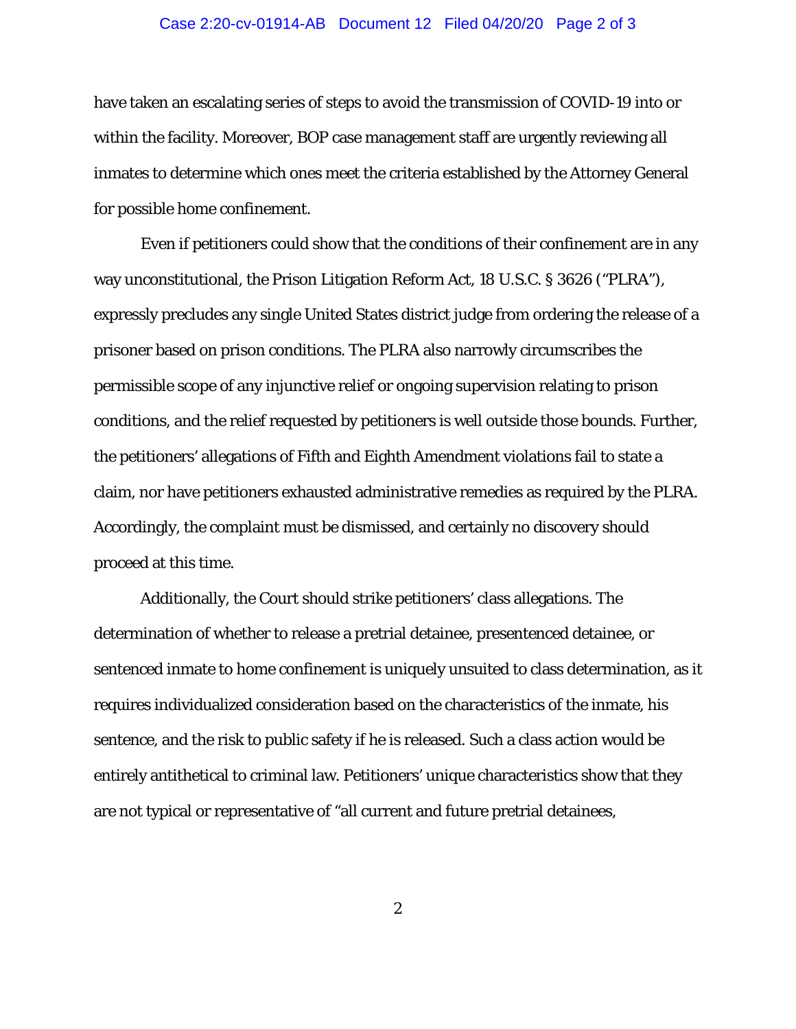have taken an escalating series of steps to avoid the transmission of COVID-19 into or within the facility. Moreover, BOP case management staff are urgently reviewing all inmates to determine which ones meet the criteria established by the Attorney General for possible home confinement.

Even if petitioners could show that the conditions of their confinement are in any way unconstitutional, the Prison Litigation Reform Act, 18 U.S.C. § 3626 ("PLRA"), expressly precludes any single United States district judge from ordering the release of a prisoner based on prison conditions. The PLRA also narrowly circumscribes the permissible scope of any injunctive relief or ongoing supervision relating to prison conditions, and the relief requested by petitioners is well outside those bounds. Further, the petitioners' allegations of Fifth and Eighth Amendment violations fail to state a claim, nor have petitioners exhausted administrative remedies as required by the PLRA. Accordingly, the complaint must be dismissed, and certainly no discovery should proceed at this time.

Additionally, the Court should strike petitioners' class allegations. The determination of whether to release a pretrial detainee, presentenced detainee, or sentenced inmate to home confinement is uniquely unsuited to class determination, as it requires individualized consideration based on the characteristics of the inmate, his sentence, and the risk to public safety if he is released. Such a class action would be entirely antithetical to criminal law. Petitioners' unique characteristics show that they are not typical or representative of "all current and future pretrial detainees,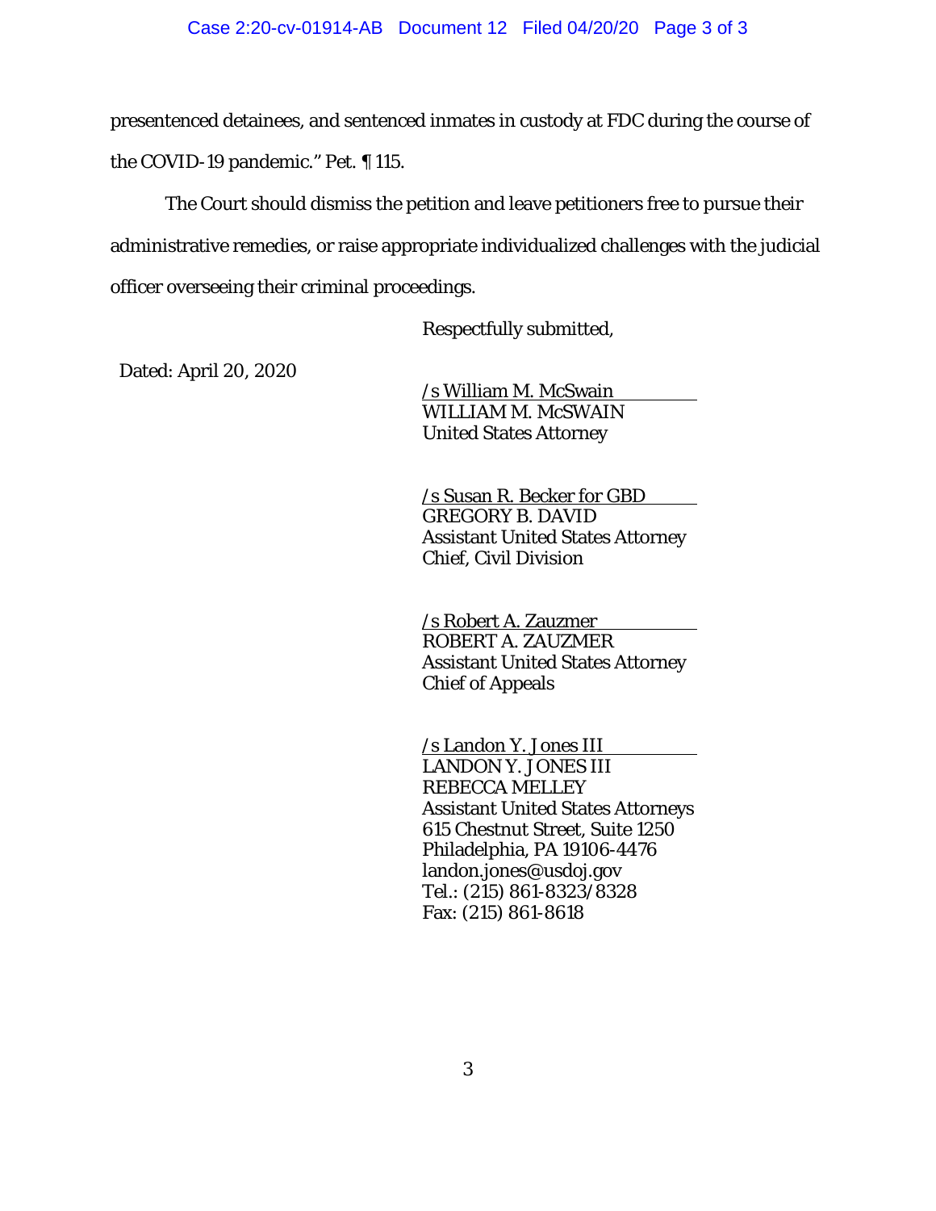presentenced detainees, and sentenced inmates in custody at FDC during the course of the COVID-19 pandemic." Pet. ¶ 115.

The Court should dismiss the petition and leave petitioners free to pursue their administrative remedies, or raise appropriate individualized challenges with the judicial officer overseeing their criminal proceedings.

Respectfully submitted,

Dated: April 20, 2020

/s William M. McSwain
WILLIAM M. McSWAIN
United States Attorney

/s Susan R. Becker for GBD
GREGORY B. DAVID
Assistant United States Attorney
Chief, Civil Division

/s Robert A. Zauzmer
ROBERT A. ZAUZMER
Assistant United States Attorney
Chief of Appeals

/s Landon Y. Jones III
LANDON Y. JONES III
REBECCA MELLEY
Assistant United States Attorneys
615 Chestnut Street, Suite 1250
Philadelphia, PA 19106-4476
landon.jones@usdoj.gov
Tel.: (215) 861-8323/8328
Fax: (215) 861-8618